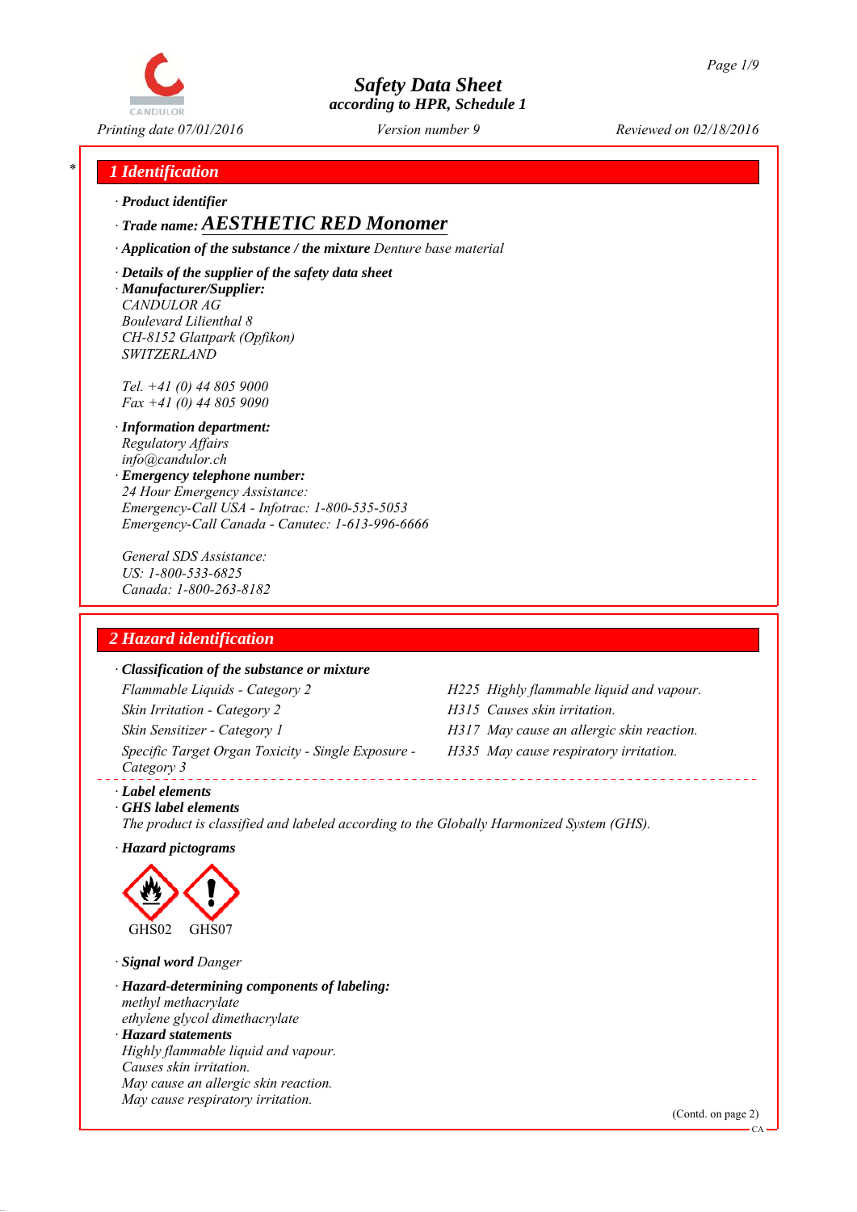# Safety Data Sheet
according to HPR, Schedule 1

Printing date 07/01/2016 | Version number 9 | Reviewed on 02/18/2016

## 1 Identification

· **Product identifier**

· **Trade name: AESTHETIC RED Monomer**

· **Application of the substance / the mixture** Denture base material

· **Details of the supplier of the safety data sheet**

· **Manufacturer/Supplier:**
CANDULOR AG
Boulevard Lilienthal 8
CH-8152 Glattpark (Opfikon)
SWITZERLAND

Tel. +41 (0) 44 805 9000
Fax +41 (0) 44 805 9090

· **Information department:**
Regulatory Affairs
info@candulor.ch

· **Emergency telephone number:**
24 Hour Emergency Assistance:
Emergency-Call USA - Infotrac: 1-800-535-5053
Emergency-Call Canada - Canutec: 1-613-996-6666

General SDS Assistance:
US: 1-800-533-6825
Canada: 1-800-263-8182

## 2 Hazard identification

· **Classification of the substance or mixture**

| Classification | Hazard statement |
|---|---|
| Flammable Liquids - Category 2 | H225 Highly flammable liquid and vapour. |
| Skin Irritation - Category 2 | H315 Causes skin irritation. |
| Skin Sensitizer - Category 1 | H317 May cause an allergic skin reaction. |
| Specific Target Organ Toxicity - Single Exposure - Category 3 | H335 May cause respiratory irritation. |

· **Label elements**

· **GHS label elements**
The product is classified and labeled according to the Globally Harmonized System (GHS).

· **Hazard pictograms**

GHS02 GHS07

· **Signal word** Danger

· **Hazard-determining components of labeling:**
methyl methacrylate
ethylene glycol dimethacrylate

· **Hazard statements**
Highly flammable liquid and vapour.
Causes skin irritation.
May cause an allergic skin reaction.
May cause respiratory irritation.

(Contd. on page 2)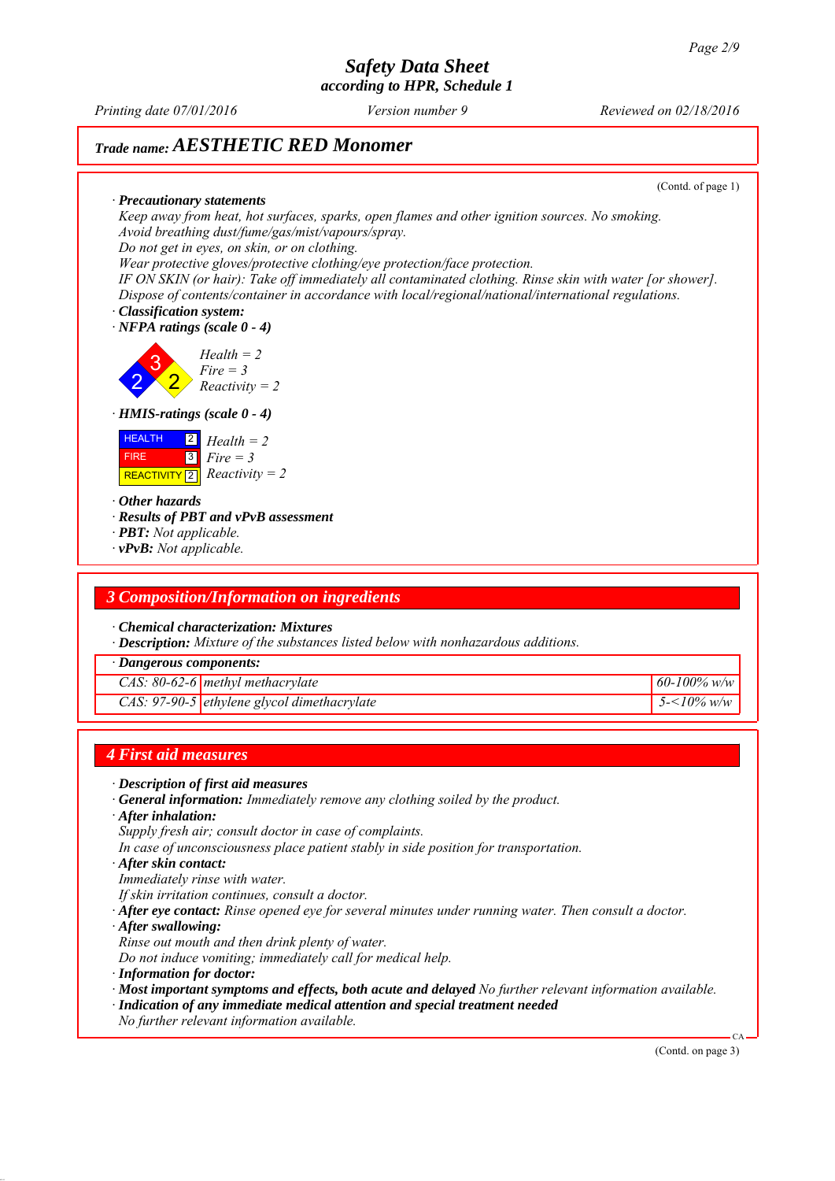# Safety Data Sheet
### according to HPR, Schedule 1

Printing date 07/01/2016 | Version number 9 | Reviewed on 02/18/2016

## Trade name: AESTHETIC RED Monomer

(Contd. of page 1)

· **Precautionary statements**
Keep away from heat, hot surfaces, sparks, open flames and other ignition sources. No smoking.
Avoid breathing dust/fume/gas/mist/vapours/spray.
Do not get in eyes, on skin, or on clothing.
Wear protective gloves/protective clothing/eye protection/face protection.
IF ON SKIN (or hair): Take off immediately all contaminated clothing. Rinse skin with water [or shower].
Dispose of contents/container in accordance with local/regional/national/international regulations.

· **Classification system:**
· **NFPA ratings (scale 0 - 4)**

Health = 2
Fire = 3
Reactivity = 2

· **HMIS-ratings (scale 0 - 4)**

| | | |
|---|---|---|
| HEALTH | 2 | Health = 2 |
| FIRE | 3 | Fire = 3 |
| REACTIVITY | 2 | Reactivity = 2 |

· **Other hazards**
· **Results of PBT and vPvB assessment**
· **PBT:** Not applicable.
· **vPvB:** Not applicable.

## 3 Composition/Information on ingredients

· **Chemical characterization: Mixtures**
· **Description:** Mixture of the substances listed below with nonhazardous additions.

| · Dangerous components: | | |
|---|---|---|
| CAS: 80-62-6 | methyl methacrylate | 60-100% w/w |
| CAS: 97-90-5 | ethylene glycol dimethacrylate | 5-<10% w/w |

## 4 First aid measures

· **Description of first aid measures**
· **General information:** Immediately remove any clothing soiled by the product.
· **After inhalation:**
Supply fresh air; consult doctor in case of complaints.
In case of unconsciousness place patient stably in side position for transportation.
· **After skin contact:**
Immediately rinse with water.
If skin irritation continues, consult a doctor.
· **After eye contact:** Rinse opened eye for several minutes under running water. Then consult a doctor.
· **After swallowing:**
Rinse out mouth and then drink plenty of water.
Do not induce vomiting; immediately call for medical help.
· **Information for doctor:**
· **Most important symptoms and effects, both acute and delayed** No further relevant information available.
· **Indication of any immediate medical attention and special treatment needed**
No further relevant information available.

(Contd. on page 3)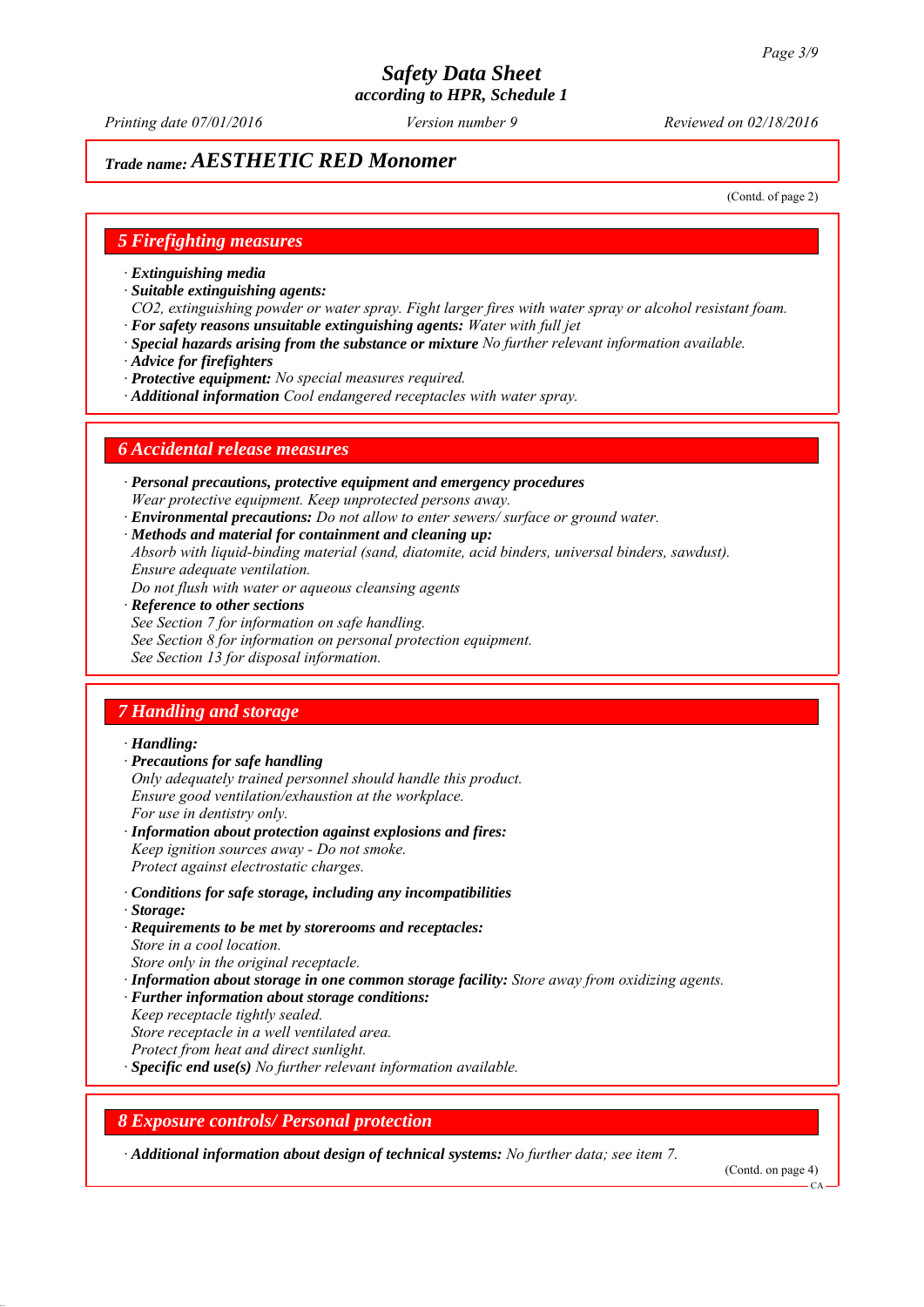# Safety Data Sheet
according to HPR, Schedule 1

*Printing date 07/01/2016* *Version number 9* *Reviewed on 02/18/2016*

## Trade name: AESTHETIC RED Monomer

(Contd. of page 2)

## 5 Firefighting measures

· **Extinguishing media**
· **Suitable extinguishing agents:**
CO2, extinguishing powder or water spray. Fight larger fires with water spray or alcohol resistant foam.
· **For safety reasons unsuitable extinguishing agents:** Water with full jet
· **Special hazards arising from the substance or mixture** No further relevant information available.
· **Advice for firefighters**
· **Protective equipment:** No special measures required.
· **Additional information** Cool endangered receptacles with water spray.

## 6 Accidental release measures

· **Personal precautions, protective equipment and emergency procedures**
Wear protective equipment. Keep unprotected persons away.
· **Environmental precautions:** Do not allow to enter sewers/ surface or ground water.
· **Methods and material for containment and cleaning up:**
Absorb with liquid-binding material (sand, diatomite, acid binders, universal binders, sawdust).
Ensure adequate ventilation.
Do not flush with water or aqueous cleansing agents
· **Reference to other sections**
See Section 7 for information on safe handling.
See Section 8 for information on personal protection equipment.
See Section 13 for disposal information.

## 7 Handling and storage

· **Handling:**
· **Precautions for safe handling**
Only adequately trained personnel should handle this product.
Ensure good ventilation/exhaustion at the workplace.
For use in dentistry only.
· **Information about protection against explosions and fires:**
Keep ignition sources away - Do not smoke.
Protect against electrostatic charges.

· **Conditions for safe storage, including any incompatibilities**
· **Storage:**
· **Requirements to be met by storerooms and receptacles:**
Store in a cool location.
Store only in the original receptacle.
· **Information about storage in one common storage facility:** Store away from oxidizing agents.
· **Further information about storage conditions:**
Keep receptacle tightly sealed.
Store receptacle in a well ventilated area.
Protect from heat and direct sunlight.
· **Specific end use(s)** No further relevant information available.

## 8 Exposure controls/ Personal protection

· **Additional information about design of technical systems:** No further data; see item 7.

(Contd. on page 4)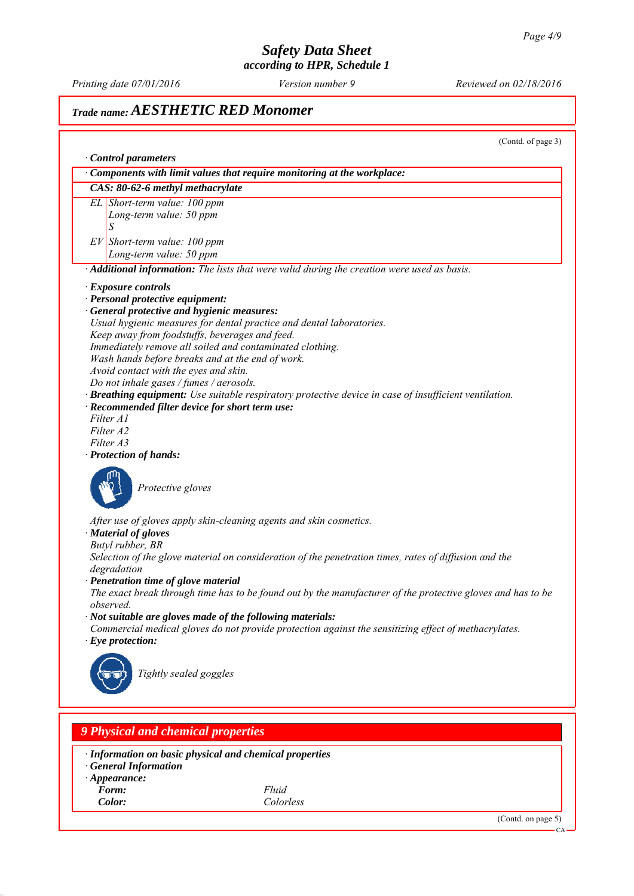# Safety Data Sheet
*according to HPR, Schedule 1*

*Printing date 07/01/2016* *Version number 9* *Reviewed on 02/18/2016*

## *Trade name:* AESTHETIC RED Monomer

(Contd. of page 3)

· **Control parameters**

· **Components with limit values that require monitoring at the workplace:**

| **CAS: 80-62-6 methyl methacrylate** | |
|---|---|
| EL | Short-term value: 100 ppm<br>Long-term value: 50 ppm<br>S |
| EV | Short-term value: 100 ppm<br>Long-term value: 50 ppm |

· **Additional information:** The lists that were valid during the creation were used as basis.

· **Exposure controls**
· **Personal protective equipment:**
· **General protective and hygienic measures:**
Usual hygienic measures for dental practice and dental laboratories.
Keep away from foodstuffs, beverages and feed.
Immediately remove all soiled and contaminated clothing.
Wash hands before breaks and at the end of work.
Avoid contact with the eyes and skin.
Do not inhale gases / fumes / aerosols.
· **Breathing equipment:** Use suitable respiratory protective device in case of insufficient ventilation.
· **Recommended filter device for short term use:**
Filter A1
Filter A2
Filter A3
· **Protection of hands:**

Protective gloves

After use of gloves apply skin-cleaning agents and skin cosmetics.
· **Material of gloves**
Butyl rubber, BR
Selection of the glove material on consideration of the penetration times, rates of diffusion and the degradation
· **Penetration time of glove material**
The exact break through time has to be found out by the manufacturer of the protective gloves and has to be observed.
· **Not suitable are gloves made of the following materials:**
Commercial medical gloves do not provide protection against the sensitizing effect of methacrylates.
· **Eye protection:**

Tightly sealed goggles

## 9 Physical and chemical properties

· **Information on basic physical and chemical properties**
· **General Information**
· **Appearance:**

| | |
|---|---|
| **Form:** | Fluid |
| **Color:** | Colorless |

(Contd. on page 5)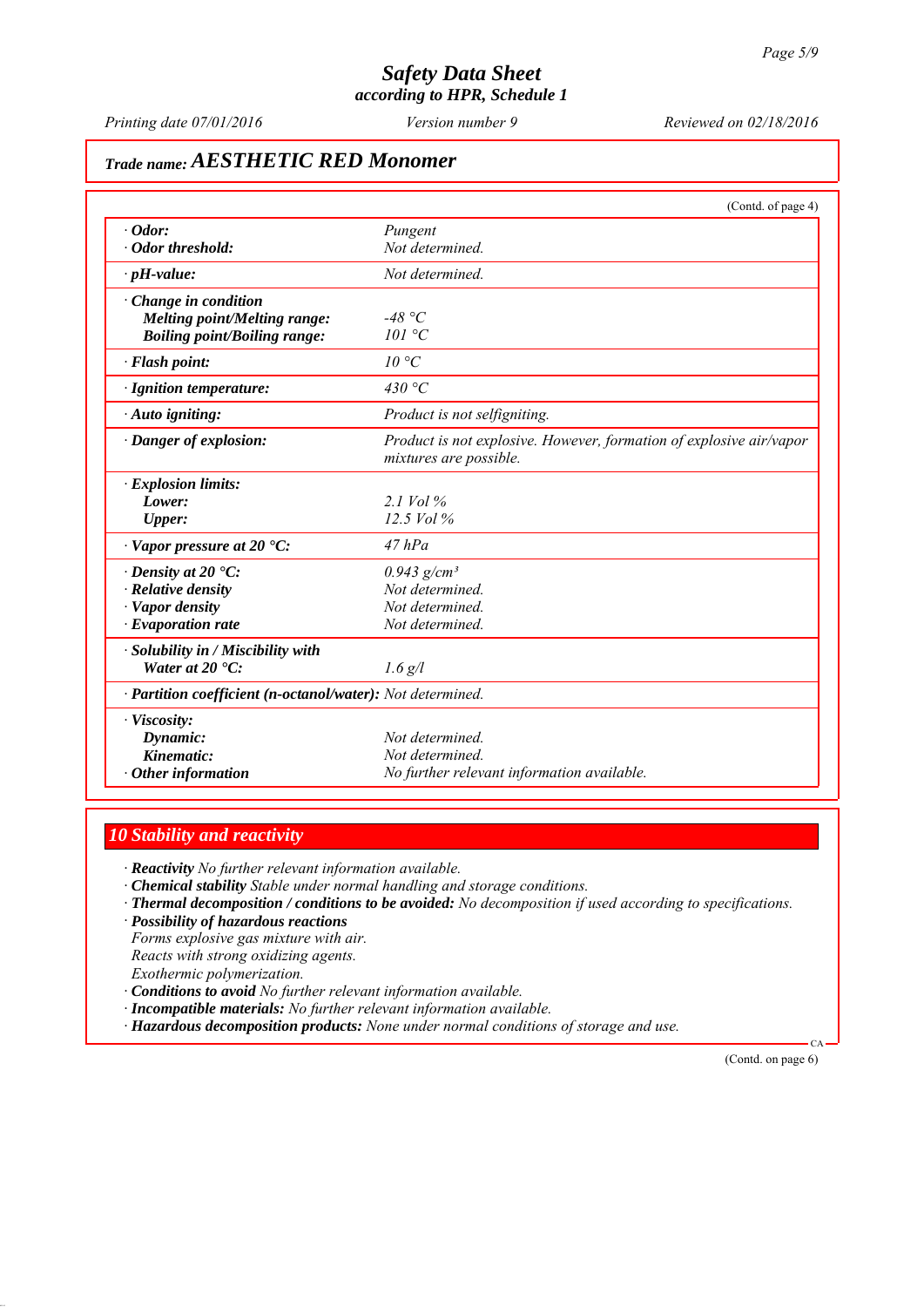# Safety Data Sheet
according to HPR, Schedule 1

Printing date 07/01/2016 | Version number 9 | Reviewed on 02/18/2016

## Trade name: AESTHETIC RED Monomer

(Contd. of page 4)

| | |
|---|---|
| · **Odor:** | Pungent |
| · **Odor threshold:** | Not determined. |
| · **pH-value:** | Not determined. |
| · **Change in condition** | |
| **Melting point/Melting range:** | -48 °C |
| **Boiling point/Boiling range:** | 101 °C |
| · **Flash point:** | 10 °C |
| · **Ignition temperature:** | 430 °C |
| · **Auto igniting:** | Product is not selfigniting. |
| · **Danger of explosion:** | Product is not explosive. However, formation of explosive air/vapor mixtures are possible. |
| · **Explosion limits:** | |
| **Lower:** | 2.1 Vol % |
| **Upper:** | 12.5 Vol % |
| · **Vapor pressure at 20 °C:** | 47 hPa |
| · **Density at 20 °C:** | 0.943 g/cm³ |
| · **Relative density** | Not determined. |
| · **Vapor density** | Not determined. |
| · **Evaporation rate** | Not determined. |
| · **Solubility in / Miscibility with** | |
| **Water at 20 °C:** | 1.6 g/l |
| · **Partition coefficient (n-octanol/water):** | Not determined. |
| · **Viscosity:** | |
| **Dynamic:** | Not determined. |
| **Kinematic:** | Not determined. |
| · **Other information** | No further relevant information available. |

## 10 Stability and reactivity

· **Reactivity** No further relevant information available.
· **Chemical stability** Stable under normal handling and storage conditions.
· **Thermal decomposition / conditions to be avoided:** No decomposition if used according to specifications.
· **Possibility of hazardous reactions**
Forms explosive gas mixture with air.
Reacts with strong oxidizing agents.
Exothermic polymerization.
· **Conditions to avoid** No further relevant information available.
· **Incompatible materials:** No further relevant information available.
· **Hazardous decomposition products:** None under normal conditions of storage and use.

(Contd. on page 6)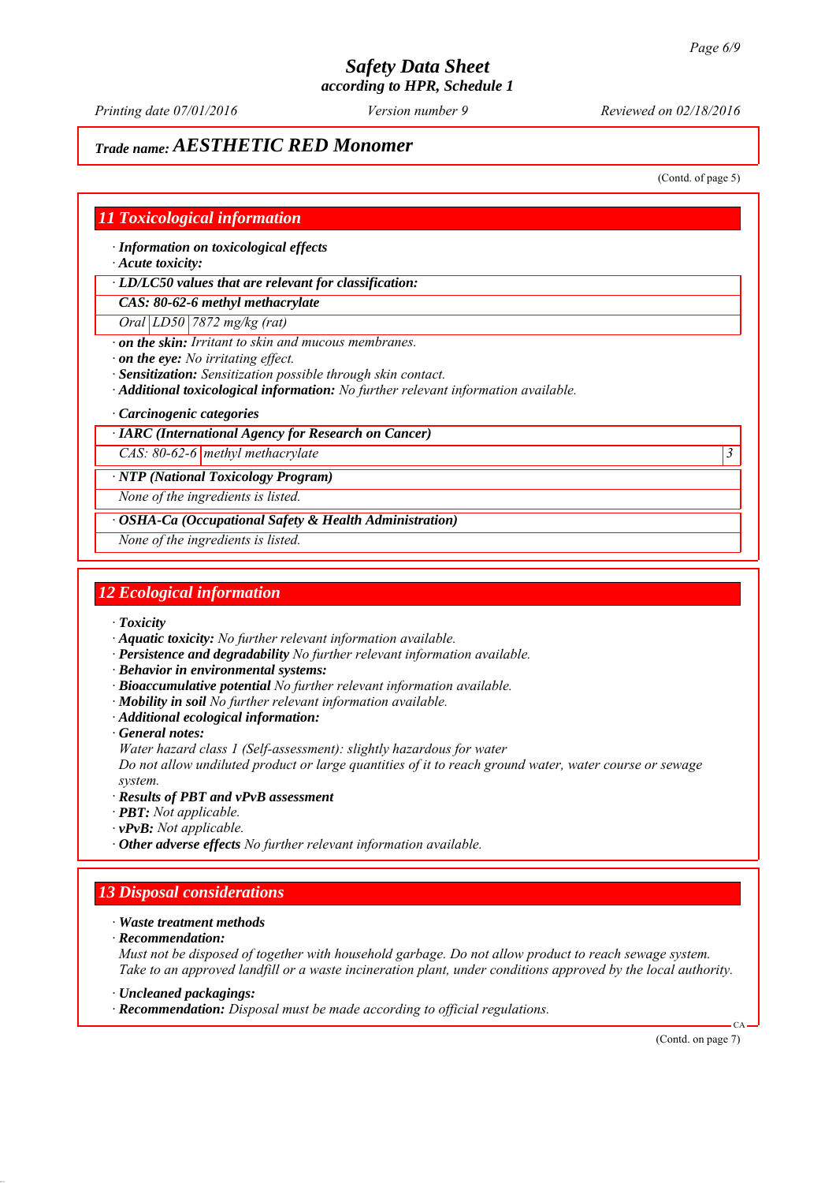*Trade name:* ***AESTHETIC RED Monomer***

(Contd. of page 5)

## 11 Toxicological information

· ***Information on toxicological effects***
· ***Acute toxicity:***

| · LD/LC50 values that are relevant for classification: | | |
|---|---|---|
| **CAS: 80-62-6 methyl methacrylate** | | |
| Oral | LD50 | 7872 mg/kg (rat) |

· ***on the skin:*** *Irritant to skin and mucous membranes.*
· ***on the eye:*** *No irritating effect.*
· ***Sensitization:*** *Sensitization possible through skin contact.*
· ***Additional toxicological information:*** *No further relevant information available.*

· ***Carcinogenic categories***

| · IARC (International Agency for Research on Cancer) | | |
|---|---|---|
| CAS: 80-62-6 | methyl methacrylate | 3 |

| · NTP (National Toxicology Program) |
|---|
| None of the ingredients is listed. |

| · OSHA-Ca (Occupational Safety & Health Administration) |
|---|
| None of the ingredients is listed. |

## 12 Ecological information

· ***Toxicity***
· ***Aquatic toxicity:*** *No further relevant information available.*
· ***Persistence and degradability*** *No further relevant information available.*
· ***Behavior in environmental systems:***
· ***Bioaccumulative potential*** *No further relevant information available.*
· ***Mobility in soil*** *No further relevant information available.*
· ***Additional ecological information:***
· ***General notes:***
*Water hazard class 1 (Self-assessment): slightly hazardous for water*
*Do not allow undiluted product or large quantities of it to reach ground water, water course or sewage system.*
· ***Results of PBT and vPvB assessment***
· ***PBT:*** *Not applicable.*
· ***vPvB:*** *Not applicable.*
· ***Other adverse effects*** *No further relevant information available.*

## 13 Disposal considerations

· ***Waste treatment methods***
· ***Recommendation:***
*Must not be disposed of together with household garbage. Do not allow product to reach sewage system.*
*Take to an approved landfill or a waste incineration plant, under conditions approved by the local authority.*

· ***Uncleaned packagings:***
· ***Recommendation:*** *Disposal must be made according to official regulations.*

(Contd. on page 7)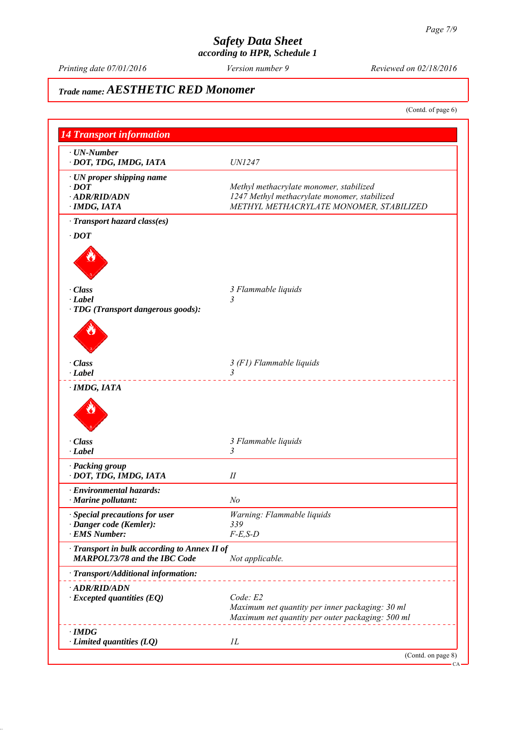# Safety Data Sheet
according to HPR, Schedule 1

Printing date 07/01/2016 | Version number 9 | Reviewed on 02/18/2016

## Trade name: AESTHETIC RED Monomer

(Contd. of page 6)

## 14 Transport information

| | |
|---|---|
| · **UN-Number** | |
| · **DOT, TDG, IMDG, IATA** | UN1247 |
| · **UN proper shipping name** | |
| · **DOT** | Methyl methacrylate monomer, stabilized |
| · **ADR/RID/ADN** | 1247 Methyl methacrylate monomer, stabilized |
| · **IMDG, IATA** | METHYL METHACRYLATE MONOMER, STABILIZED |
| · **Transport hazard class(es)** | |
| · **DOT** | |
| · **Class** | 3 Flammable liquids |
| · **Label** | 3 |
| · **TDG (Transport dangerous goods):** | |
| · **Class** | 3 (F1) Flammable liquids |
| · **Label** | 3 |
| · **IMDG, IATA** | |
| · **Class** | 3 Flammable liquids |
| · **Label** | 3 |
| · **Packing group** | |
| · **DOT, TDG, IMDG, IATA** | II |
| · **Environmental hazards:** | |
| · **Marine pollutant:** | No |
| · **Special precautions for user** | Warning: Flammable liquids |
| · **Danger code (Kemler):** | 339 |
| · **EMS Number:** | F-E,S-D |
| · **Transport in bulk according to Annex II of MARPOL73/78 and the IBC Code** | Not applicable. |
| · **Transport/Additional information:** | |
| · **ADR/RID/ADN** | |
| · **Excepted quantities (EQ)** | Code: E2<br>Maximum net quantity per inner packaging: 30 ml<br>Maximum net quantity per outer packaging: 500 ml |
| · **IMDG** | |
| · **Limited quantities (LQ)** | 1L |

(Contd. on page 8)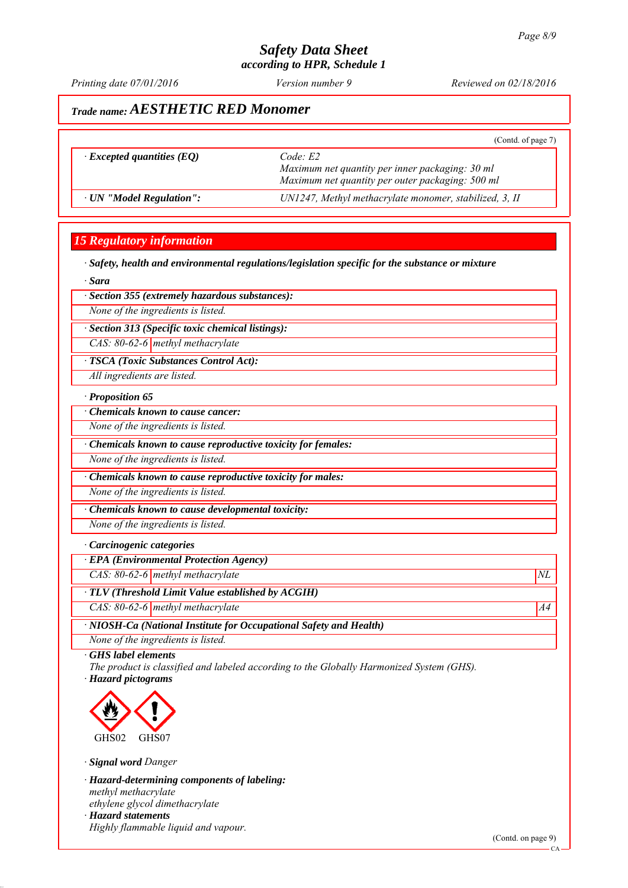# Safety Data Sheet
according to HPR, Schedule 1

Printing date 07/01/2016 | Version number 9 | Reviewed on 02/18/2016

## Trade name: AESTHETIC RED Monomer

(Contd. of page 7)

| | |
|---|---|
| · **Excepted quantities (EQ)** | Code: E2<br>Maximum net quantity per inner packaging: 30 ml<br>Maximum net quantity per outer packaging: 500 ml |
| · **UN "Model Regulation":** | UN1247, Methyl methacrylate monomer, stabilized, 3, II |

## 15 Regulatory information

· **Safety, health and environmental regulations/legislation specific for the substance or mixture**

· **Sara**

· **Section 355 (extremely hazardous substances):**

None of the ingredients is listed.

· **Section 313 (Specific toxic chemical listings):**

| CAS: 80-62-6 | methyl methacrylate |
|---|---|

· **TSCA (Toxic Substances Control Act):**

All ingredients are listed.

· **Proposition 65**

· **Chemicals known to cause cancer:**

None of the ingredients is listed.

· **Chemicals known to cause reproductive toxicity for females:**

None of the ingredients is listed.

· **Chemicals known to cause reproductive toxicity for males:**

None of the ingredients is listed.

· **Chemicals known to cause developmental toxicity:**

None of the ingredients is listed.

· **Carcinogenic categories**

· **EPA (Environmental Protection Agency)**

| CAS: 80-62-6 | methyl methacrylate | NL |
|---|---|---|

· **TLV (Threshold Limit Value established by ACGIH)**

| CAS: 80-62-6 | methyl methacrylate | A4 |
|---|---|---|

· **NIOSH-Ca (National Institute for Occupational Safety and Health)**

None of the ingredients is listed.

· **GHS label elements**

The product is classified and labeled according to the Globally Harmonized System (GHS).

· **Hazard pictograms**

GHS02 GHS07

· **Signal word** Danger

· **Hazard-determining components of labeling:**

methyl methacrylate
ethylene glycol dimethacrylate

· **Hazard statements**

Highly flammable liquid and vapour.

(Contd. on page 9)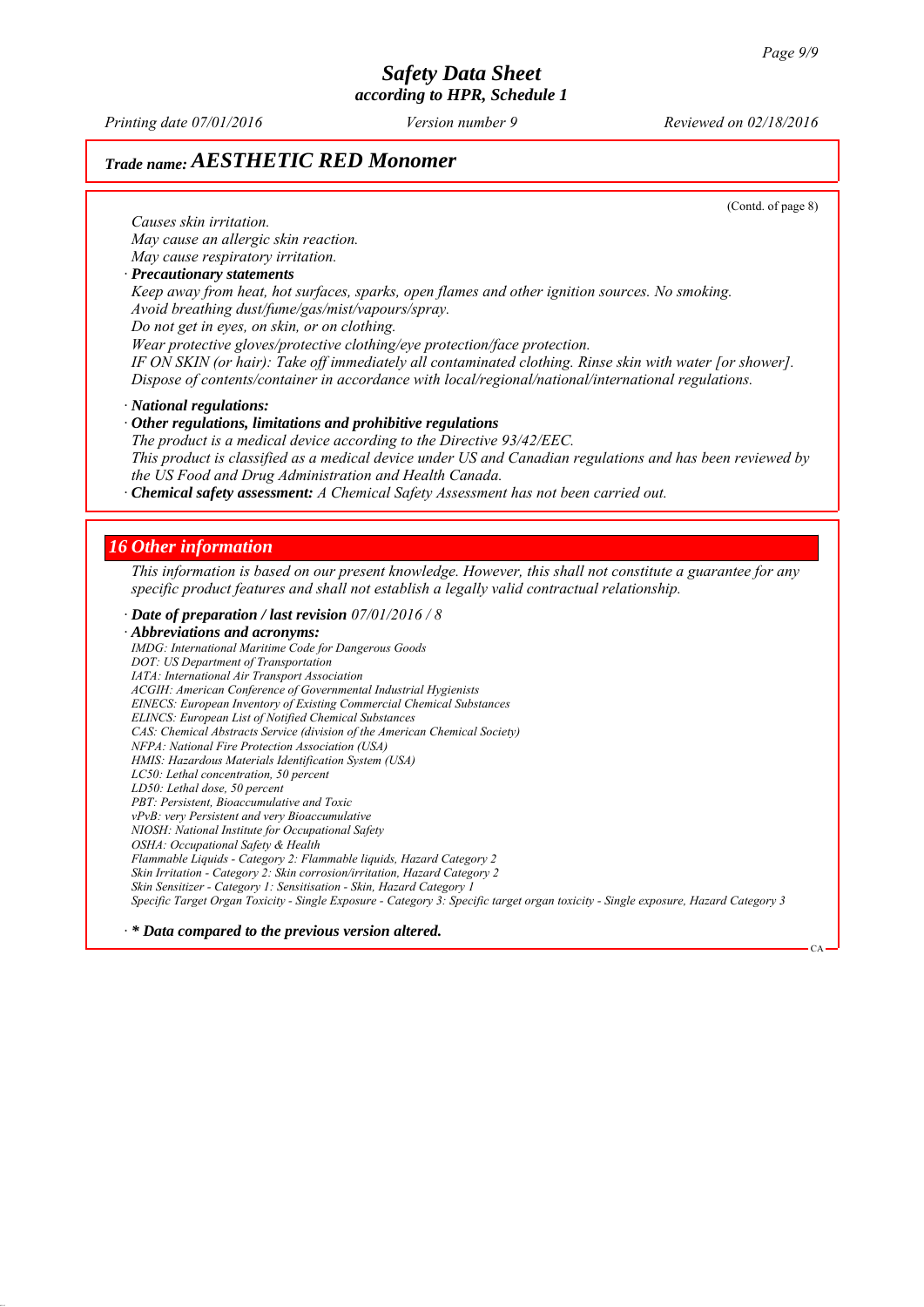# Safety Data Sheet
*according to HPR, Schedule 1*

*Printing date 07/01/2016* *Version number 9* *Reviewed on 02/18/2016*

## *Trade name: AESTHETIC RED Monomer*

(Contd. of page 8)

*Causes skin irritation.*
*May cause an allergic skin reaction.*
*May cause respiratory irritation.*

· ***Precautionary statements***
*Keep away from heat, hot surfaces, sparks, open flames and other ignition sources. No smoking.*
*Avoid breathing dust/fume/gas/mist/vapours/spray.*
*Do not get in eyes, on skin, or on clothing.*
*Wear protective gloves/protective clothing/eye protection/face protection.*
*IF ON SKIN (or hair): Take off immediately all contaminated clothing. Rinse skin with water [or shower].*
*Dispose of contents/container in accordance with local/regional/national/international regulations.*

· ***National regulations:***
· ***Other regulations, limitations and prohibitive regulations***
*The product is a medical device according to the Directive 93/42/EEC.*
*This product is classified as a medical device under US and Canadian regulations and has been reviewed by the US Food and Drug Administration and Health Canada.*
· ***Chemical safety assessment:*** *A Chemical Safety Assessment has not been carried out.*

## *16 Other information*

*This information is based on our present knowledge. However, this shall not constitute a guarantee for any specific product features and shall not establish a legally valid contractual relationship.*

· ***Date of preparation / last revision*** *07/01/2016 / 8*
· ***Abbreviations and acronyms:***
*IMDG: International Maritime Code for Dangerous Goods*
*DOT: US Department of Transportation*
*IATA: International Air Transport Association*
*ACGIH: American Conference of Governmental Industrial Hygienists*
*EINECS: European Inventory of Existing Commercial Chemical Substances*
*ELINCS: European List of Notified Chemical Substances*
*CAS: Chemical Abstracts Service (division of the American Chemical Society)*
*NFPA: National Fire Protection Association (USA)*
*HMIS: Hazardous Materials Identification System (USA)*
*LC50: Lethal concentration, 50 percent*
*LD50: Lethal dose, 50 percent*
*PBT: Persistent, Bioaccumulative and Toxic*
*vPvB: very Persistent and very Bioaccumulative*
*NIOSH: National Institute for Occupational Safety*
*OSHA: Occupational Safety & Health*
*Flammable Liquids - Category 2: Flammable liquids, Hazard Category 2*
*Skin Irritation - Category 2: Skin corrosion/irritation, Hazard Category 2*
*Skin Sensitizer - Category 1: Sensitisation - Skin, Hazard Category 1*
*Specific Target Organ Toxicity - Single Exposure - Category 3: Specific target organ toxicity - Single exposure, Hazard Category 3*

· ***\* Data compared to the previous version altered.***

CA